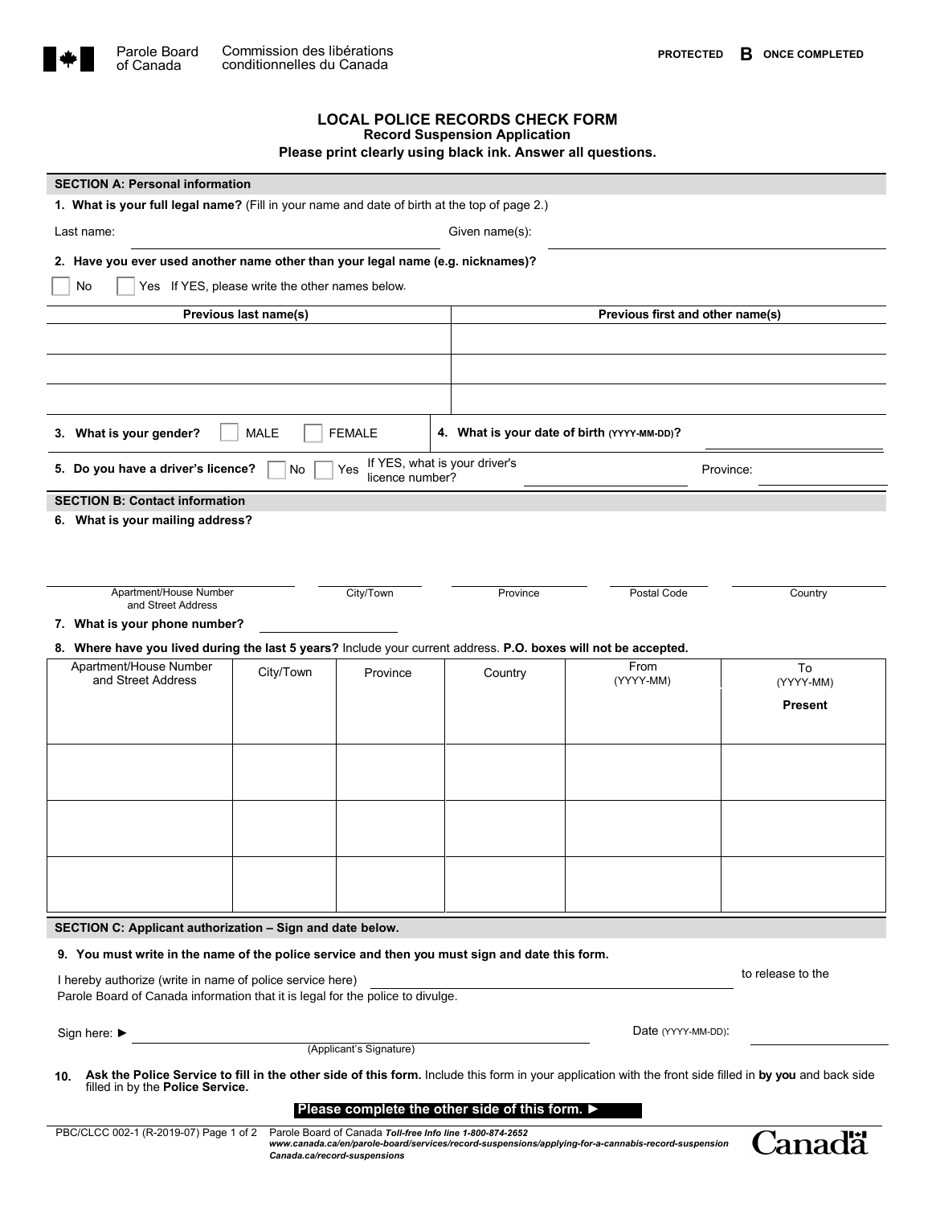Parole Board of Canada | Commission des libérations conditionnelles du Canada

**PROTECTED B ONCE COMPLETED**

# LOCAL POLICE RECORDS CHECK FORM

## Record Suspension Application

**Please print clearly using black ink. Answer all questions.**

### SECTION A: Personal information

**1. What is your full legal name?** (Fill in your name and date of birth at the top of page 2.)

Last name: ____________________ Given name(s): ____________________

**2. Have you ever used another name other than your legal name (e.g. nicknames)?**

☐ No ☐ Yes If YES, please write the other names below.

| Previous last name(s) | Previous first and other name(s) |
|---|---|
| | |
| | |
| | |

**3. What is your gender?** ☐ MALE ☐ FEMALE

**4. What is your date of birth** (YYYY-MM-DD)**?** ____________________

**5. Do you have a driver's licence?** ☐ No ☐ Yes If YES, what is your driver's licence number? ____________________ Province: ____________________

### SECTION B: Contact information

**6. What is your mailing address?**

| Apartment/House Number and Street Address | City/Town | Province | Postal Code | Country |
|---|---|---|---|---|
| | | | | |

**7. What is your phone number?** ____________________

**8. Where have you lived during the last 5 years?** Include your current address. **P.O. boxes will not be accepted.**

| Apartment/House Number and Street Address | City/Town | Province | Country | From (YYYY-MM) | To (YYYY-MM) |
|---|---|---|---|---|---|
| | | | | | **Present** |
| | | | | | |
| | | | | | |
| | | | | | |

### SECTION C: Applicant authorization – Sign and date below.

**9. You must write in the name of the police service and then you must sign and date this form.**

I hereby authorize (write in name of police service here) ____________________ to release to the Parole Board of Canada information that it is legal for the police to divulge.

Sign here: ► ____________________ (Applicant's Signature) Date (YYYY-MM-DD): ____________________

**10. Ask the Police Service to fill in the other side of this form.** Include this form in your application with the front side filled in **by you** and back side filled in by the **Police Service.**

**Please complete the other side of this form. ►**

PBC/CLCC 002-1 (R-2019-07) Parole Board of Canada *Toll-free Info line 1-800-874-2652*
*www.canada.ca/en/parole-board/services/record-suspensions/applying-for-a-cannabis-record-suspension*
*Canada.ca/record-suspensions*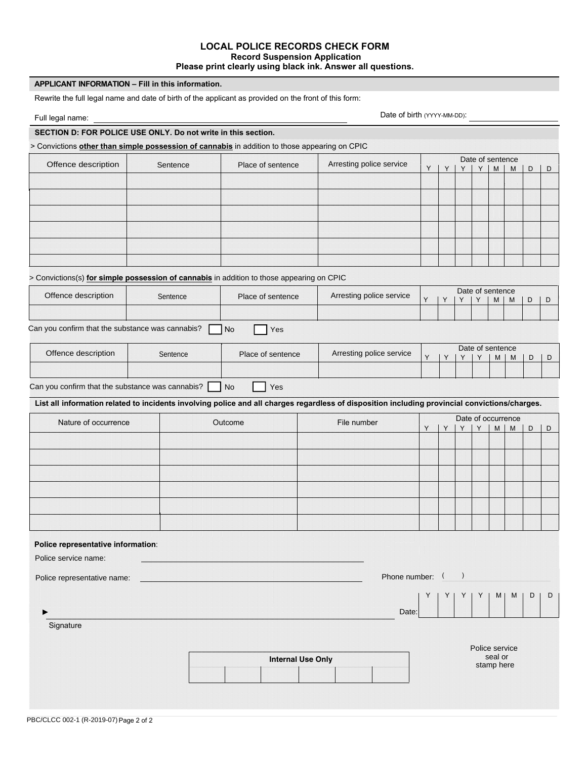# LOCAL POLICE RECORDS CHECK FORM

**Record Suspension Application**

**Please print clearly using black ink. Answer all questions.**

**APPLICANT INFORMATION – Fill in this information.**

Rewrite the full legal name and date of birth of the applicant as provided on the front of this form:

Full legal name: ______________________ Date of birth (YYYY-MM-DD): ______________

**SECTION D: FOR POLICE USE ONLY. Do not write in this section.**

> Convictions **other than simple possession of cannabis** in addition to those appearing on CPIC

| Offence description | Sentence | Place of sentence | Arresting police service | Date of sentence | | | | | | | |
|---|---|---|---|---|---|---|---|---|---|---|---|
| | | | | Y | Y | Y | Y | M | M | D | D |
| | | | | | | | | | | | |
| | | | | | | | | | | | |
| | | | | | | | | | | | |
| | | | | | | | | | | | |
| | | | | | | | | | | | |
| | | | | | | | | | | | |

> Convictions(s) **for simple possession of cannabis** in addition to those appearing on CPIC

| Offence description | Sentence | Place of sentence | Arresting police service | Date of sentence | | | | | | | |
|---|---|---|---|---|---|---|---|---|---|---|---|
| | | | | Y | Y | Y | Y | M | M | D | D |
| | | | | | | | | | | | |

Can you confirm that the substance was cannabis? ☐ No ☐ Yes

| Offence description | Sentence | Place of sentence | Arresting police service | Date of sentence | | | | | | | |
|---|---|---|---|---|---|---|---|---|---|---|---|
| | | | | Y | Y | Y | Y | M | M | D | D |
| | | | | | | | | | | | |

Can you confirm that the substance was cannabis? ☐ No ☐ Yes

**List all information related to incidents involving police and all charges regardless of disposition including provincial convictions/charges.**

| Nature of occurrence | Outcome | File number | Date of occurrence | | | | | | | |
|---|---|---|---|---|---|---|---|---|---|---|
| | | | Y | Y | Y | Y | M | M | D | D |
| | | | | | | | | | | |
| | | | | | | | | | | |
| | | | | | | | | | | |
| | | | | | | | | | | |
| | | | | | | | | | | |
| | | | | | | | | | | |

**Police representative information**:

Police service name: ______________________

Police representative name: ______________________ Phone number: ( )

► ______________________ Date: Y Y Y Y M M D D

Signature

| Internal Use Only | | | | | |
|---|---|---|---|---|---|
| | | | | | |

Police service seal or stamp here

PBC/CLCC 002-1 (R-2019-07)